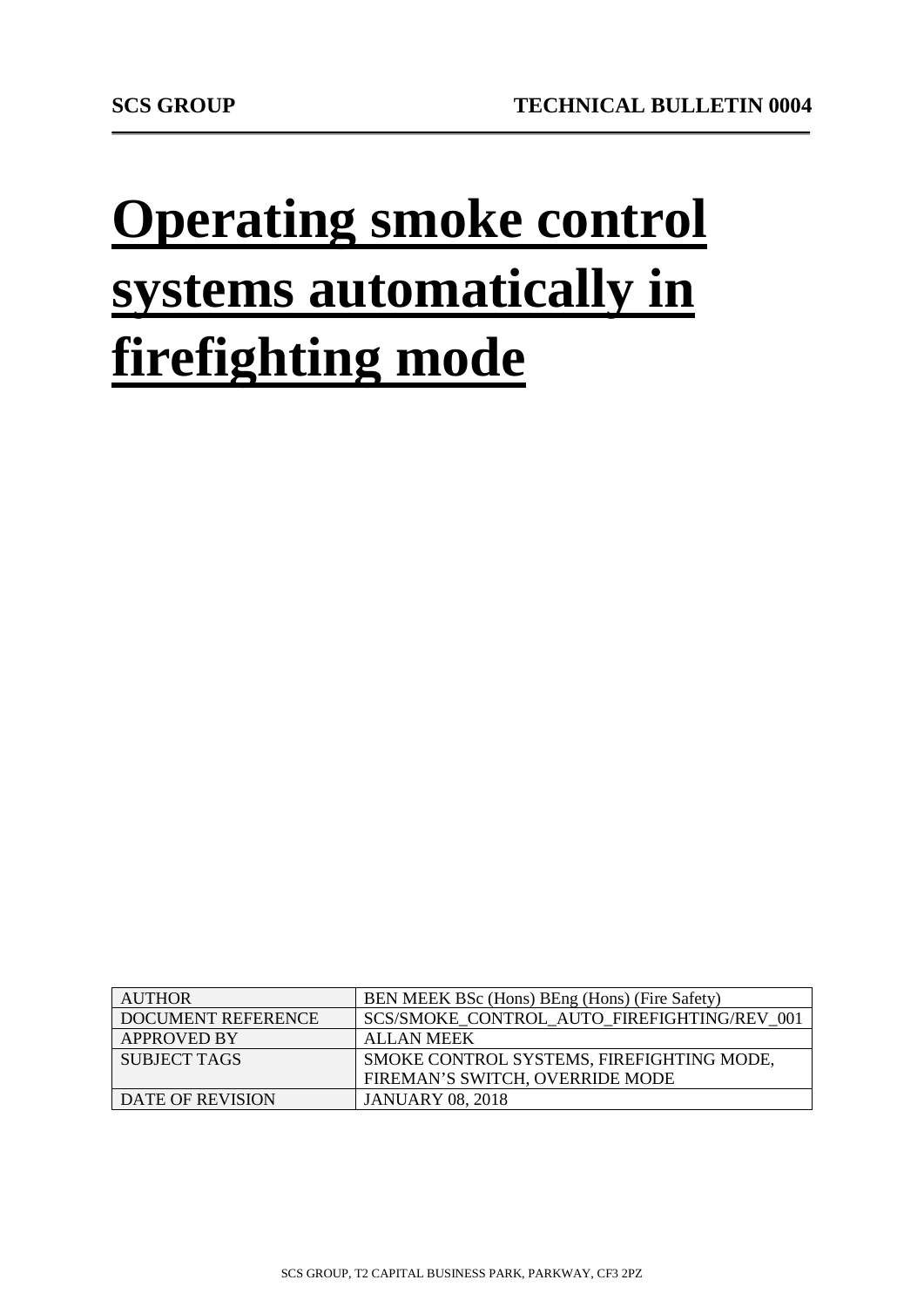**SCS GROUP** **TECHNICAL BULLETIN 0004**

# Operating smoke control systems automatically in firefighting mode

| | |
|---|---|
| AUTHOR | BEN MEEK BSc (Hons) BEng (Hons) (Fire Safety) |
| DOCUMENT REFERENCE | SCS/SMOKE_CONTROL_AUTO_FIREFIGHTING/REV_001 |
| APPROVED BY | ALLAN MEEK |
| SUBJECT TAGS | SMOKE CONTROL SYSTEMS, FIREFIGHTING MODE, FIREMAN'S SWITCH, OVERRIDE MODE |
| DATE OF REVISION | JANUARY 08, 2018 |

SCS GROUP, T2 CAPITAL BUSINESS PARK, PARKWAY, CF3 2PZ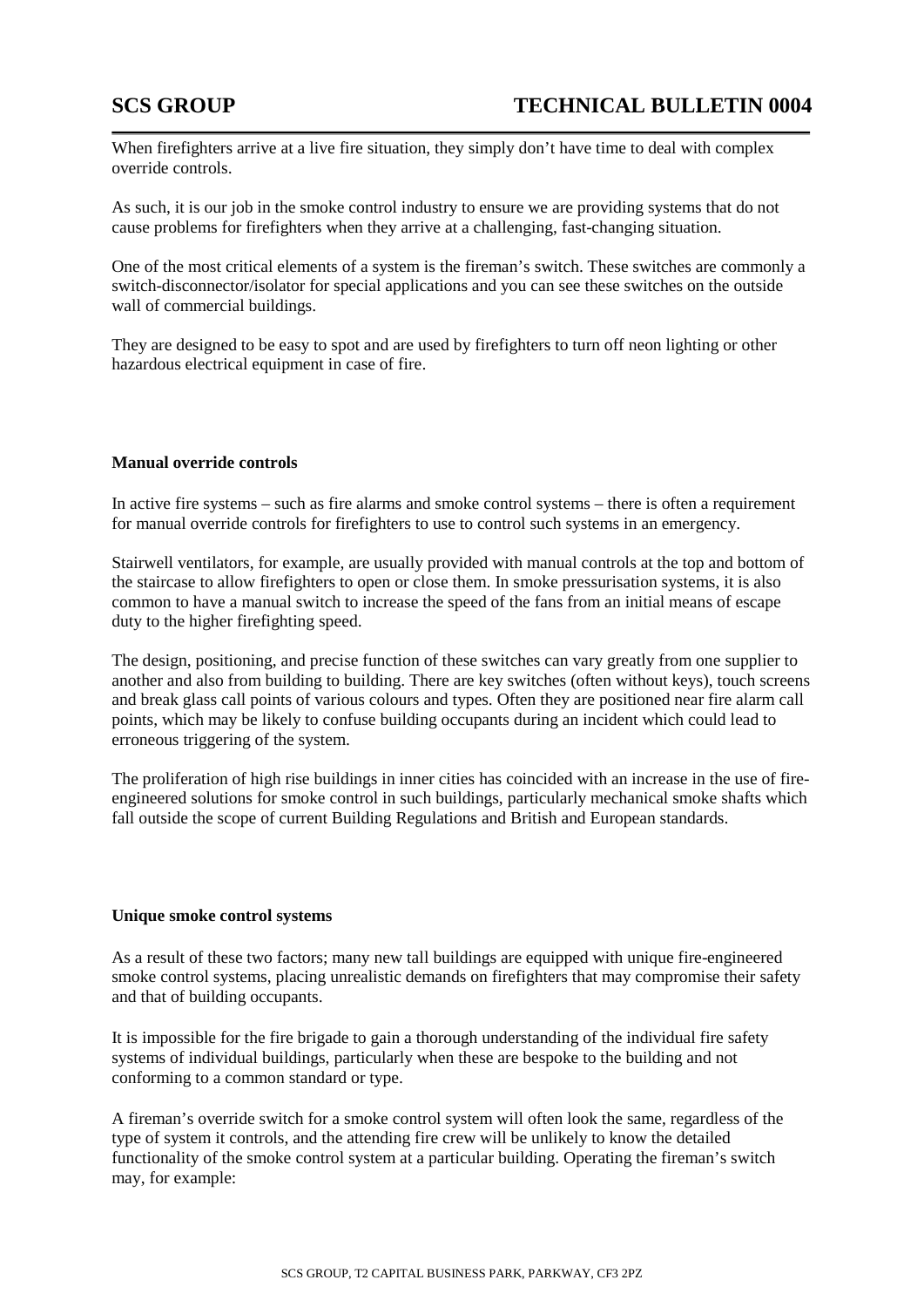When firefighters arrive at a live fire situation, they simply don't have time to deal with complex override controls.

As such, it is our job in the smoke control industry to ensure we are providing systems that do not cause problems for firefighters when they arrive at a challenging, fast-changing situation.

One of the most critical elements of a system is the fireman's switch. These switches are commonly a switch-disconnector/isolator for special applications and you can see these switches on the outside wall of commercial buildings.

They are designed to be easy to spot and are used by firefighters to turn off neon lighting or other hazardous electrical equipment in case of fire.

**Manual override controls**

In active fire systems – such as fire alarms and smoke control systems – there is often a requirement for manual override controls for firefighters to use to control such systems in an emergency.

Stairwell ventilators, for example, are usually provided with manual controls at the top and bottom of the staircase to allow firefighters to open or close them. In smoke pressurisation systems, it is also common to have a manual switch to increase the speed of the fans from an initial means of escape duty to the higher firefighting speed.

The design, positioning, and precise function of these switches can vary greatly from one supplier to another and also from building to building. There are key switches (often without keys), touch screens and break glass call points of various colours and types. Often they are positioned near fire alarm call points, which may be likely to confuse building occupants during an incident which could lead to erroneous triggering of the system.

The proliferation of high rise buildings in inner cities has coincided with an increase in the use of fire-engineered solutions for smoke control in such buildings, particularly mechanical smoke shafts which fall outside the scope of current Building Regulations and British and European standards.

**Unique smoke control systems**

As a result of these two factors; many new tall buildings are equipped with unique fire-engineered smoke control systems, placing unrealistic demands on firefighters that may compromise their safety and that of building occupants.

It is impossible for the fire brigade to gain a thorough understanding of the individual fire safety systems of individual buildings, particularly when these are bespoke to the building and not conforming to a common standard or type.

A fireman's override switch for a smoke control system will often look the same, regardless of the type of system it controls, and the attending fire crew will be unlikely to know the detailed functionality of the smoke control system at a particular building. Operating the fireman's switch may, for example: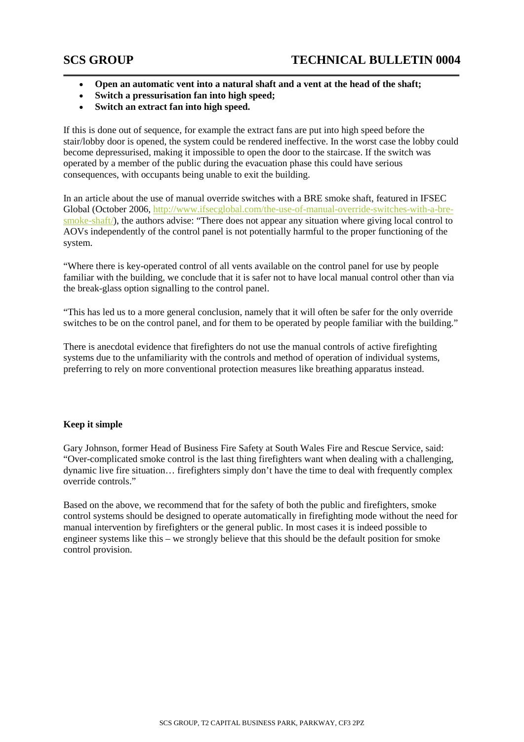- **Open an automatic vent into a natural shaft and a vent at the head of the shaft;**
- **Switch a pressurisation fan into high speed;**
- **Switch an extract fan into high speed.**

If this is done out of sequence, for example the extract fans are put into high speed before the stair/lobby door is opened, the system could be rendered ineffective. In the worst case the lobby could become depressurised, making it impossible to open the door to the staircase. If the switch was operated by a member of the public during the evacuation phase this could have serious consequences, with occupants being unable to exit the building.

In an article about the use of manual override switches with a BRE smoke shaft, featured in IFSEC Global (October 2006, http://www.ifsecglobal.com/the-use-of-manual-override-switches-with-a-bre-smoke-shaft/), the authors advise: "There does not appear any situation where giving local control to AOVs independently of the control panel is not potentially harmful to the proper functioning of the system.

"Where there is key-operated control of all vents available on the control panel for use by people familiar with the building, we conclude that it is safer not to have local manual control other than via the break-glass option signalling to the control panel.

"This has led us to a more general conclusion, namely that it will often be safer for the only override switches to be on the control panel, and for them to be operated by people familiar with the building."

There is anecdotal evidence that firefighters do not use the manual controls of active firefighting systems due to the unfamiliarity with the controls and method of operation of individual systems, preferring to rely on more conventional protection measures like breathing apparatus instead.

**Keep it simple**

Gary Johnson, former Head of Business Fire Safety at South Wales Fire and Rescue Service, said: "Over-complicated smoke control is the last thing firefighters want when dealing with a challenging, dynamic live fire situation… firefighters simply don't have the time to deal with frequently complex override controls."

Based on the above, we recommend that for the safety of both the public and firefighters, smoke control systems should be designed to operate automatically in firefighting mode without the need for manual intervention by firefighters or the general public. In most cases it is indeed possible to engineer systems like this – we strongly believe that this should be the default position for smoke control provision.